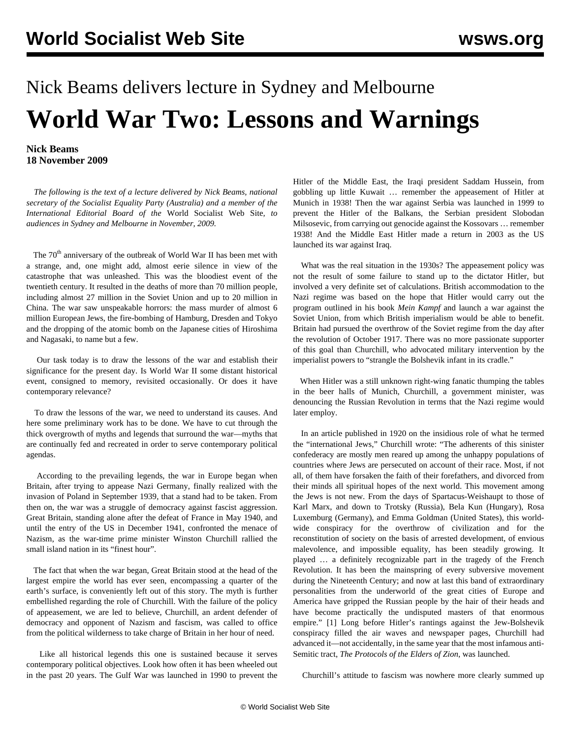# Nick Beams delivers lecture in Sydney and Melbourne

# World War Two: Lessons and Warnings

**Nick Beams**
**18 November 2009**

*The following is the text of a lecture delivered by Nick Beams, national secretary of the Socialist Equality Party (Australia) and a member of the International Editorial Board of the* World Socialist Web Site*, to audiences in Sydney and Melbourne in November, 2009.*

The 70th anniversary of the outbreak of World War II has been met with a strange, and, one might add, almost eerie silence in view of the catastrophe that was unleashed. This was the bloodiest event of the twentieth century. It resulted in the deaths of more than 70 million people, including almost 27 million in the Soviet Union and up to 20 million in China. The war saw unspeakable horrors: the mass murder of almost 6 million European Jews, the fire-bombing of Hamburg, Dresden and Tokyo and the dropping of the atomic bomb on the Japanese cities of Hiroshima and Nagasaki, to name but a few.

Our task today is to draw the lessons of the war and establish their significance for the present day. Is World War II some distant historical event, consigned to memory, revisited occasionally. Or does it have contemporary relevance?

To draw the lessons of the war, we need to understand its causes. And here some preliminary work has to be done. We have to cut through the thick overgrowth of myths and legends that surround the war—myths that are continually fed and recreated in order to serve contemporary political agendas.

According to the prevailing legends, the war in Europe began when Britain, after trying to appease Nazi Germany, finally realized with the invasion of Poland in September 1939, that a stand had to be taken. From then on, the war was a struggle of democracy against fascist aggression. Great Britain, standing alone after the defeat of France in May 1940, and until the entry of the US in December 1941, confronted the menace of Nazism, as the war-time prime minister Winston Churchill rallied the small island nation in its "finest hour".

The fact that when the war began, Great Britain stood at the head of the largest empire the world has ever seen, encompassing a quarter of the earth's surface, is conveniently left out of this story. The myth is further embellished regarding the role of Churchill. With the failure of the policy of appeasement, we are led to believe, Churchill, an ardent defender of democracy and opponent of Nazism and fascism, was called to office from the political wilderness to take charge of Britain in her hour of need.

Like all historical legends this one is sustained because it serves contemporary political objectives. Look how often it has been wheeled out in the past 20 years. The Gulf War was launched in 1990 to prevent the Hitler of the Middle East, the Iraqi president Saddam Hussein, from gobbling up little Kuwait … remember the appeasement of Hitler at Munich in 1938! Then the war against Serbia was launched in 1999 to prevent the Hitler of the Balkans, the Serbian president Slobodan Milsosevic, from carrying out genocide against the Kossovars … remember 1938! And the Middle East Hitler made a return in 2003 as the US launched its war against Iraq.

What was the real situation in the 1930s? The appeasement policy was not the result of some failure to stand up to the dictator Hitler, but involved a very definite set of calculations. British accommodation to the Nazi regime was based on the hope that Hitler would carry out the program outlined in his book *Mein Kampf* and launch a war against the Soviet Union, from which British imperialism would be able to benefit. Britain had pursued the overthrow of the Soviet regime from the day after the revolution of October 1917. There was no more passionate supporter of this goal than Churchill, who advocated military intervention by the imperialist powers to "strangle the Bolshevik infant in its cradle."

When Hitler was a still unknown right-wing fanatic thumping the tables in the beer halls of Munich, Churchill, a government minister, was denouncing the Russian Revolution in terms that the Nazi regime would later employ.

In an article published in 1920 on the insidious role of what he termed the "international Jews," Churchill wrote: "The adherents of this sinister confederacy are mostly men reared up among the unhappy populations of countries where Jews are persecuted on account of their race. Most, if not all, of them have forsaken the faith of their forefathers, and divorced from their minds all spiritual hopes of the next world. This movement among the Jews is not new. From the days of Spartacus-Weishaupt to those of Karl Marx, and down to Trotsky (Russia), Bela Kun (Hungary), Rosa Luxemburg (Germany), and Emma Goldman (United States), this world-wide conspiracy for the overthrow of civilization and for the reconstitution of society on the basis of arrested development, of envious malevolence, and impossible equality, has been steadily growing. It played … a definitely recognizable part in the tragedy of the French Revolution. It has been the mainspring of every subversive movement during the Nineteenth Century; and now at last this band of extraordinary personalities from the underworld of the great cities of Europe and America have gripped the Russian people by the hair of their heads and have become practically the undisputed masters of that enormous empire." [1] Long before Hitler's rantings against the Jew-Bolshevik conspiracy filled the air waves and newspaper pages, Churchill had advanced it—not accidentally, in the same year that the most infamous anti-Semitic tract, *The Protocols of the Elders of Zion*, was launched.

Churchill's attitude to fascism was nowhere more clearly summed up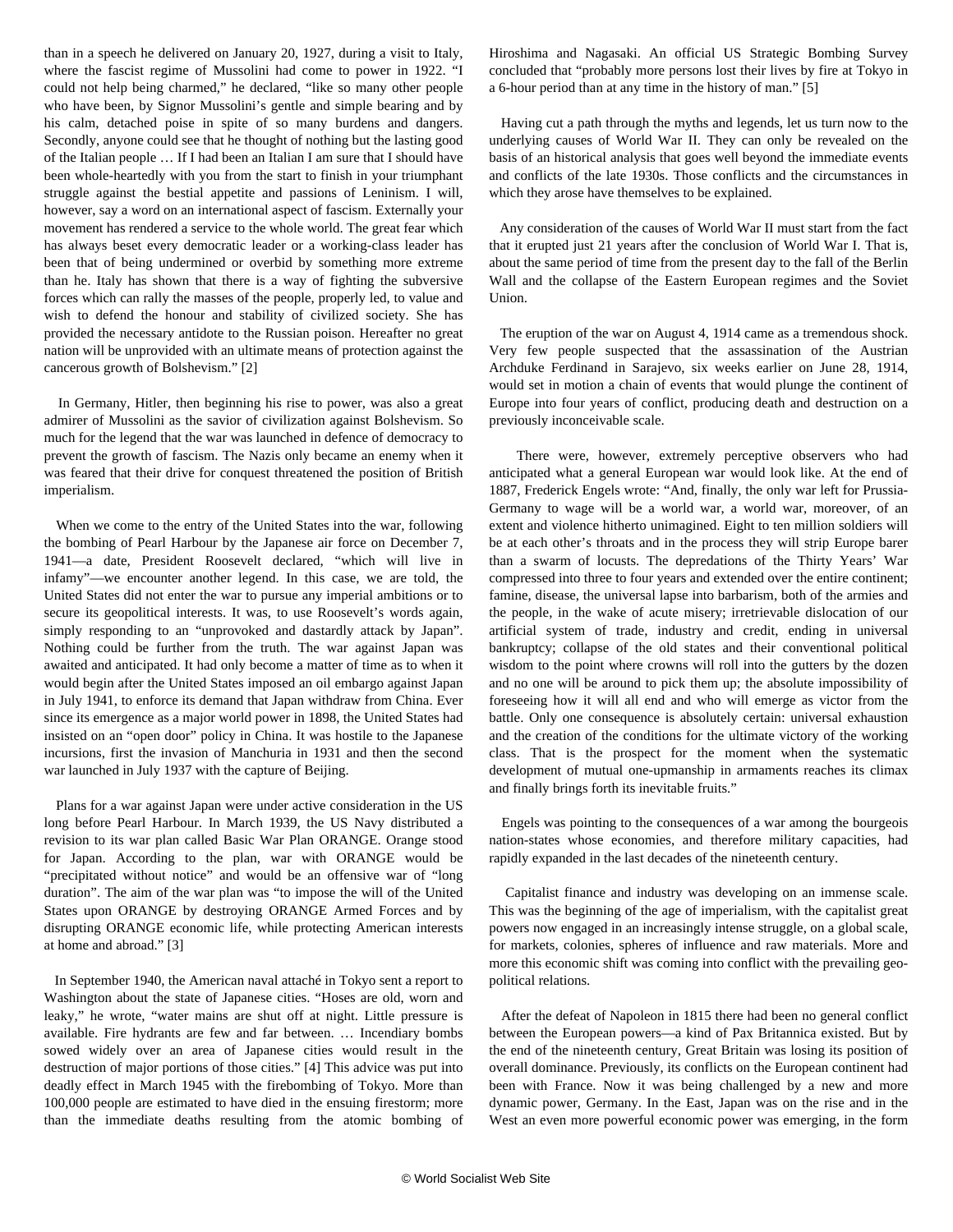than in a speech he delivered on January 20, 1927, during a visit to Italy, where the fascist regime of Mussolini had come to power in 1922. "I could not help being charmed," he declared, "like so many other people who have been, by Signor Mussolini's gentle and simple bearing and by his calm, detached poise in spite of so many burdens and dangers. Secondly, anyone could see that he thought of nothing but the lasting good of the Italian people … If I had been an Italian I am sure that I should have been whole-heartedly with you from the start to finish in your triumphant struggle against the bestial appetite and passions of Leninism. I will, however, say a word on an international aspect of fascism. Externally your movement has rendered a service to the whole world. The great fear which has always beset every democratic leader or a working-class leader has been that of being undermined or overbid by something more extreme than he. Italy has shown that there is a way of fighting the subversive forces which can rally the masses of the people, properly led, to value and wish to defend the honour and stability of civilized society. She has provided the necessary antidote to the Russian poison. Hereafter no great nation will be unprovided with an ultimate means of protection against the cancerous growth of Bolshevism." [2]

In Germany, Hitler, then beginning his rise to power, was also a great admirer of Mussolini as the savior of civilization against Bolshevism. So much for the legend that the war was launched in defence of democracy to prevent the growth of fascism. The Nazis only became an enemy when it was feared that their drive for conquest threatened the position of British imperialism.

When we come to the entry of the United States into the war, following the bombing of Pearl Harbour by the Japanese air force on December 7, 1941—a date, President Roosevelt declared, "which will live in infamy"—we encounter another legend. In this case, we are told, the United States did not enter the war to pursue any imperial ambitions or to secure its geopolitical interests. It was, to use Roosevelt's words again, simply responding to an "unprovoked and dastardly attack by Japan". Nothing could be further from the truth. The war against Japan was awaited and anticipated. It had only become a matter of time as to when it would begin after the United States imposed an oil embargo against Japan in July 1941, to enforce its demand that Japan withdraw from China. Ever since its emergence as a major world power in 1898, the United States had insisted on an "open door" policy in China. It was hostile to the Japanese incursions, first the invasion of Manchuria in 1931 and then the second war launched in July 1937 with the capture of Beijing.

Plans for a war against Japan were under active consideration in the US long before Pearl Harbour. In March 1939, the US Navy distributed a revision to its war plan called Basic War Plan ORANGE. Orange stood for Japan. According to the plan, war with ORANGE would be "precipitated without notice" and would be an offensive war of "long duration". The aim of the war plan was "to impose the will of the United States upon ORANGE by destroying ORANGE Armed Forces and by disrupting ORANGE economic life, while protecting American interests at home and abroad." [3]

In September 1940, the American naval attaché in Tokyo sent a report to Washington about the state of Japanese cities. "Hoses are old, worn and leaky," he wrote, "water mains are shut off at night. Little pressure is available. Fire hydrants are few and far between. … Incendiary bombs sowed widely over an area of Japanese cities would result in the destruction of major portions of those cities." [4] This advice was put into deadly effect in March 1945 with the firebombing of Tokyo. More than 100,000 people are estimated to have died in the ensuing firestorm; more than the immediate deaths resulting from the atomic bombing of Hiroshima and Nagasaki. An official US Strategic Bombing Survey concluded that "probably more persons lost their lives by fire at Tokyo in a 6-hour period than at any time in the history of man." [5]

Having cut a path through the myths and legends, let us turn now to the underlying causes of World War II. They can only be revealed on the basis of an historical analysis that goes well beyond the immediate events and conflicts of the late 1930s. Those conflicts and the circumstances in which they arose have themselves to be explained.

Any consideration of the causes of World War II must start from the fact that it erupted just 21 years after the conclusion of World War I. That is, about the same period of time from the present day to the fall of the Berlin Wall and the collapse of the Eastern European regimes and the Soviet Union.

The eruption of the war on August 4, 1914 came as a tremendous shock. Very few people suspected that the assassination of the Austrian Archduke Ferdinand in Sarajevo, six weeks earlier on June 28, 1914, would set in motion a chain of events that would plunge the continent of Europe into four years of conflict, producing death and destruction on a previously inconceivable scale.

There were, however, extremely perceptive observers who had anticipated what a general European war would look like. At the end of 1887, Frederick Engels wrote: "And, finally, the only war left for Prussia-Germany to wage will be a world war, a world war, moreover, of an extent and violence hitherto unimagined. Eight to ten million soldiers will be at each other's throats and in the process they will strip Europe barer than a swarm of locusts. The depredations of the Thirty Years' War compressed into three to four years and extended over the entire continent; famine, disease, the universal lapse into barbarism, both of the armies and the people, in the wake of acute misery; irretrievable dislocation of our artificial system of trade, industry and credit, ending in universal bankruptcy; collapse of the old states and their conventional political wisdom to the point where crowns will roll into the gutters by the dozen and no one will be around to pick them up; the absolute impossibility of foreseeing how it will all end and who will emerge as victor from the battle. Only one consequence is absolutely certain: universal exhaustion and the creation of the conditions for the ultimate victory of the working class. That is the prospect for the moment when the systematic development of mutual one-upmanship in armaments reaches its climax and finally brings forth its inevitable fruits."

Engels was pointing to the consequences of a war among the bourgeois nation-states whose economies, and therefore military capacities, had rapidly expanded in the last decades of the nineteenth century.

Capitalist finance and industry was developing on an immense scale. This was the beginning of the age of imperialism, with the capitalist great powers now engaged in an increasingly intense struggle, on a global scale, for markets, colonies, spheres of influence and raw materials. More and more this economic shift was coming into conflict with the prevailing geo-political relations.

After the defeat of Napoleon in 1815 there had been no general conflict between the European powers—a kind of Pax Britannica existed. But by the end of the nineteenth century, Great Britain was losing its position of overall dominance. Previously, its conflicts on the European continent had been with France. Now it was being challenged by a new and more dynamic power, Germany. In the East, Japan was on the rise and in the West an even more powerful economic power was emerging, in the form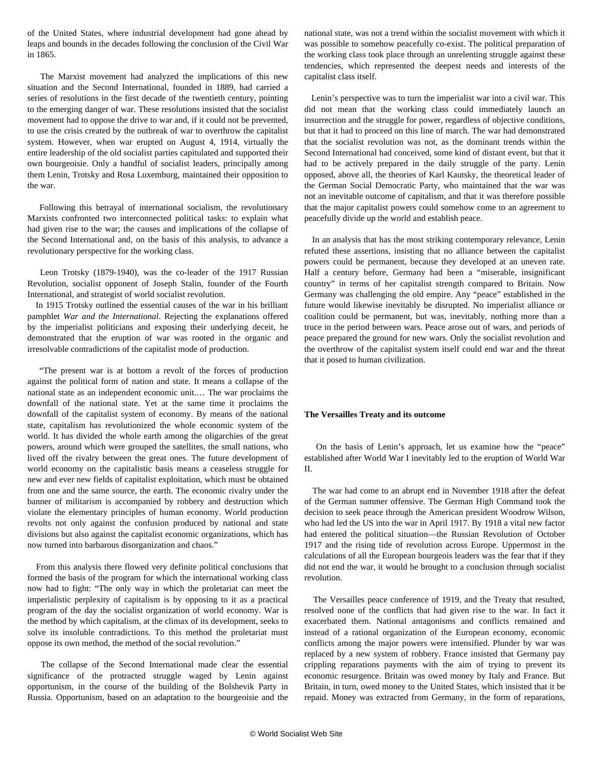of the United States, where industrial development had gone ahead by leaps and bounds in the decades following the conclusion of the Civil War in 1865.

The Marxist movement had analyzed the implications of this new situation and the Second International, founded in 1889, had carried a series of resolutions in the first decade of the twentieth century, pointing to the emerging danger of war. These resolutions insisted that the socialist movement had to oppose the drive to war and, if it could not be prevented, to use the crisis created by the outbreak of war to overthrow the capitalist system. However, when war erupted on August 4, 1914, virtually the entire leadership of the old socialist parties capitulated and supported their own bourgeoisie. Only a handful of socialist leaders, principally among them Lenin, Trotsky and Rosa Luxemburg, maintained their opposition to the war.

Following this betrayal of international socialism, the revolutionary Marxists confronted two interconnected political tasks: to explain what had given rise to the war; the causes and implications of the collapse of the Second International and, on the basis of this analysis, to advance a revolutionary perspective for the working class.

Leon Trotsky (1879-1940), was the co-leader of the 1917 Russian Revolution, socialist opponent of Joseph Stalin, founder of the Fourth International, and strategist of world socialist revolution.

In 1915 Trotsky outlined the essential causes of the war in his brilliant pamphlet *War and the International*. Rejecting the explanations offered by the imperialist politicians and exposing their underlying deceit, he demonstrated that the eruption of war was rooted in the organic and irresolvable contradictions of the capitalist mode of production.

"The present war is at bottom a revolt of the forces of production against the political form of nation and state. It means a collapse of the national state as an independent economic unit.… The war proclaims the downfall of the national state. Yet at the same time it proclaims the downfall of the capitalist system of economy. By means of the national state, capitalism has revolutionized the whole economic system of the world. It has divided the whole earth among the oligarchies of the great powers, around which were grouped the satellites, the small nations, who lived off the rivalry between the great ones. The future development of world economy on the capitalistic basis means a ceaseless struggle for new and ever new fields of capitalist exploitation, which must be obtained from one and the same source, the earth. The economic rivalry under the banner of militarism is accompanied by robbery and destruction which violate the elementary principles of human economy. World production revolts not only against the confusion produced by national and state divisions but also against the capitalist economic organizations, which has now turned into barbarous disorganization and chaos."

From this analysis there flowed very definite political conclusions that formed the basis of the program for which the international working class now had to fight: "The only way in which the proletariat can meet the imperialistic perplexity of capitalism is by opposing to it as a practical program of the day the socialist organization of world economy. War is the method by which capitalism, at the climax of its development, seeks to solve its insoluble contradictions. To this method the proletariat must oppose its own method, the method of the social revolution."

The collapse of the Second International made clear the essential significance of the protracted struggle waged by Lenin against opportunism, in the course of the building of the Bolshevik Party in Russia. Opportunism, based on an adaptation to the bourgeoisie and the national state, was not a trend within the socialist movement with which it was possible to somehow peacefully co-exist. The political preparation of the working class took place through an unrelenting struggle against these tendencies, which represented the deepest needs and interests of the capitalist class itself.

Lenin's perspective was to turn the imperialist war into a civil war. This did not mean that the working class could immediately launch an insurrection and the struggle for power, regardless of objective conditions, but that it had to proceed on this line of march. The war had demonstrated that the socialist revolution was not, as the dominant trends within the Second International had conceived, some kind of distant event, but that it had to be actively prepared in the daily struggle of the party. Lenin opposed, above all, the theories of Karl Kautsky, the theoretical leader of the German Social Democratic Party, who maintained that the war was not an inevitable outcome of capitalism, and that it was therefore possible that the major capitalist powers could somehow come to an agreement to peacefully divide up the world and establish peace.

In an analysis that has the most striking contemporary relevance, Lenin refuted these assertions, insisting that no alliance between the capitalist powers could be permanent, because they developed at an uneven rate. Half a century before, Germany had been a "miserable, insignificant country" in terms of her capitalist strength compared to Britain. Now Germany was challenging the old empire. Any "peace" established in the future would likewise inevitably be disrupted. No imperialist alliance or coalition could be permanent, but was, inevitably, nothing more than a truce in the period between wars. Peace arose out of wars, and periods of peace prepared the ground for new wars. Only the socialist revolution and the overthrow of the capitalist system itself could end war and the threat that it posed to human civilization.

**The Versailles Treaty and its outcome**

On the basis of Lenin's approach, let us examine how the "peace" established after World War I inevitably led to the eruption of World War II.

The war had come to an abrupt end in November 1918 after the defeat of the German summer offensive. The German High Command took the decision to seek peace through the American president Woodrow Wilson, who had led the US into the war in April 1917. By 1918 a vital new factor had entered the political situation—the Russian Revolution of October 1917 and the rising tide of revolution across Europe. Uppermost in the calculations of all the European bourgeois leaders was the fear that if they did not end the war, it would be brought to a conclusion through socialist revolution.

The Versailles peace conference of 1919, and the Treaty that resulted, resolved none of the conflicts that had given rise to the war. In fact it exacerbated them. National antagonisms and conflicts remained and instead of a rational organization of the European economy, economic conflicts among the major powers were intensified. Plunder by war was replaced by a new system of robbery. France insisted that Germany pay crippling reparations payments with the aim of trying to prevent its economic resurgence. Britain was owed money by Italy and France. But Britain, in turn, owed money to the United States, which insisted that it be repaid. Money was extracted from Germany, in the form of reparations,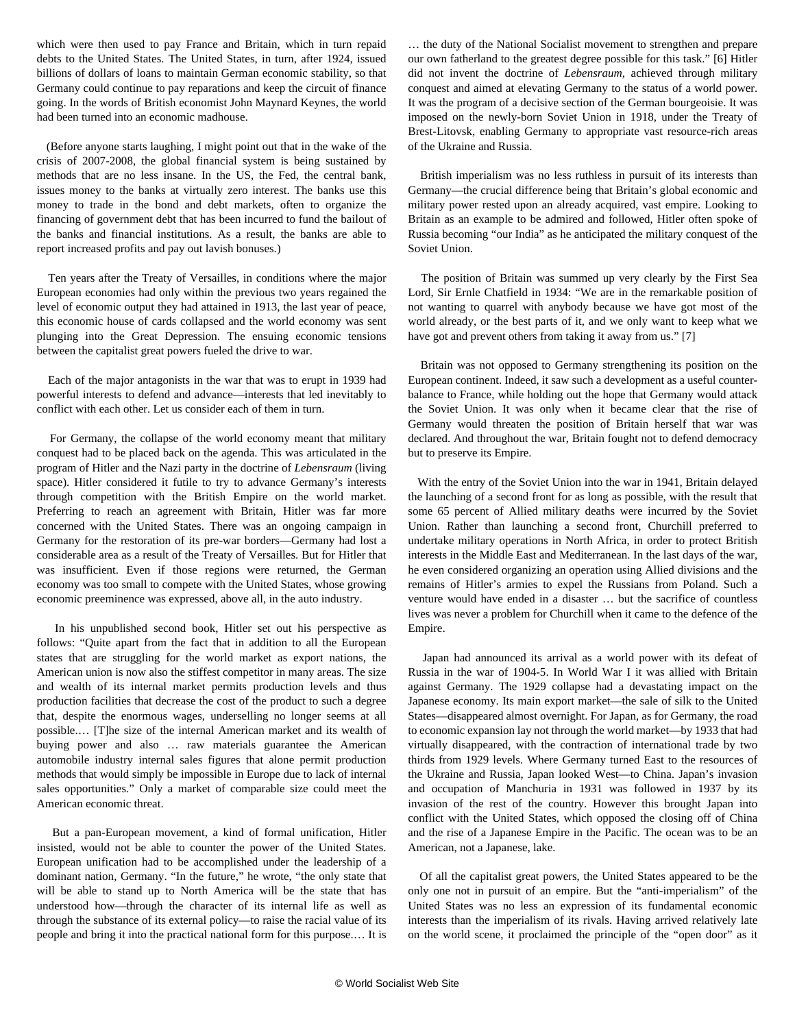which were then used to pay France and Britain, which in turn repaid debts to the United States. The United States, in turn, after 1924, issued billions of dollars of loans to maintain German economic stability, so that Germany could continue to pay reparations and keep the circuit of finance going. In the words of British economist John Maynard Keynes, the world had been turned into an economic madhouse.

(Before anyone starts laughing, I might point out that in the wake of the crisis of 2007-2008, the global financial system is being sustained by methods that are no less insane. In the US, the Fed, the central bank, issues money to the banks at virtually zero interest. The banks use this money to trade in the bond and debt markets, often to organize the financing of government debt that has been incurred to fund the bailout of the banks and financial institutions. As a result, the banks are able to report increased profits and pay out lavish bonuses.)

Ten years after the Treaty of Versailles, in conditions where the major European economies had only within the previous two years regained the level of economic output they had attained in 1913, the last year of peace, this economic house of cards collapsed and the world economy was sent plunging into the Great Depression. The ensuing economic tensions between the capitalist great powers fueled the drive to war.

Each of the major antagonists in the war that was to erupt in 1939 had powerful interests to defend and advance—interests that led inevitably to conflict with each other. Let us consider each of them in turn.

For Germany, the collapse of the world economy meant that military conquest had to be placed back on the agenda. This was articulated in the program of Hitler and the Nazi party in the doctrine of *Lebensraum* (living space). Hitler considered it futile to try to advance Germany's interests through competition with the British Empire on the world market. Preferring to reach an agreement with Britain, Hitler was far more concerned with the United States. There was an ongoing campaign in Germany for the restoration of its pre-war borders—Germany had lost a considerable area as a result of the Treaty of Versailles. But for Hitler that was insufficient. Even if those regions were returned, the German economy was too small to compete with the United States, whose growing economic preeminence was expressed, above all, in the auto industry.

In his unpublished second book, Hitler set out his perspective as follows: "Quite apart from the fact that in addition to all the European states that are struggling for the world market as export nations, the American union is now also the stiffest competitor in many areas. The size and wealth of its internal market permits production levels and thus production facilities that decrease the cost of the product to such a degree that, despite the enormous wages, underselling no longer seems at all possible.… [T]he size of the internal American market and its wealth of buying power and also … raw materials guarantee the American automobile industry internal sales figures that alone permit production methods that would simply be impossible in Europe due to lack of internal sales opportunities." Only a market of comparable size could meet the American economic threat.

But a pan-European movement, a kind of formal unification, Hitler insisted, would not be able to counter the power of the United States. European unification had to be accomplished under the leadership of a dominant nation, Germany. "In the future," he wrote, "the only state that will be able to stand up to North America will be the state that has understood how—through the character of its internal life as well as through the substance of its external policy—to raise the racial value of its people and bring it into the practical national form for this purpose.… It is … the duty of the National Socialist movement to strengthen and prepare our own fatherland to the greatest degree possible for this task." [6] Hitler did not invent the doctrine of *Lebensraum,* achieved through military conquest and aimed at elevating Germany to the status of a world power. It was the program of a decisive section of the German bourgeoisie. It was imposed on the newly-born Soviet Union in 1918, under the Treaty of Brest-Litovsk, enabling Germany to appropriate vast resource-rich areas of the Ukraine and Russia.

British imperialism was no less ruthless in pursuit of its interests than Germany—the crucial difference being that Britain's global economic and military power rested upon an already acquired, vast empire. Looking to Britain as an example to be admired and followed, Hitler often spoke of Russia becoming "our India" as he anticipated the military conquest of the Soviet Union.

The position of Britain was summed up very clearly by the First Sea Lord, Sir Ernle Chatfield in 1934: "We are in the remarkable position of not wanting to quarrel with anybody because we have got most of the world already, or the best parts of it, and we only want to keep what we have got and prevent others from taking it away from us." [7]

Britain was not opposed to Germany strengthening its position on the European continent. Indeed, it saw such a development as a useful counter-balance to France, while holding out the hope that Germany would attack the Soviet Union. It was only when it became clear that the rise of Germany would threaten the position of Britain herself that war was declared. And throughout the war, Britain fought not to defend democracy but to preserve its Empire.

With the entry of the Soviet Union into the war in 1941, Britain delayed the launching of a second front for as long as possible, with the result that some 65 percent of Allied military deaths were incurred by the Soviet Union. Rather than launching a second front, Churchill preferred to undertake military operations in North Africa, in order to protect British interests in the Middle East and Mediterranean. In the last days of the war, he even considered organizing an operation using Allied divisions and the remains of Hitler's armies to expel the Russians from Poland. Such a venture would have ended in a disaster … but the sacrifice of countless lives was never a problem for Churchill when it came to the defence of the Empire.

Japan had announced its arrival as a world power with its defeat of Russia in the war of 1904-5. In World War I it was allied with Britain against Germany. The 1929 collapse had a devastating impact on the Japanese economy. Its main export market—the sale of silk to the United States—disappeared almost overnight. For Japan, as for Germany, the road to economic expansion lay not through the world market—by 1933 that had virtually disappeared, with the contraction of international trade by two thirds from 1929 levels. Where Germany turned East to the resources of the Ukraine and Russia, Japan looked West—to China. Japan's invasion and occupation of Manchuria in 1931 was followed in 1937 by its invasion of the rest of the country. However this brought Japan into conflict with the United States, which opposed the closing off of China and the rise of a Japanese Empire in the Pacific. The ocean was to be an American, not a Japanese, lake.

Of all the capitalist great powers, the United States appeared to be the only one not in pursuit of an empire. But the "anti-imperialism" of the United States was no less an expression of its fundamental economic interests than the imperialism of its rivals. Having arrived relatively late on the world scene, it proclaimed the principle of the "open door" as it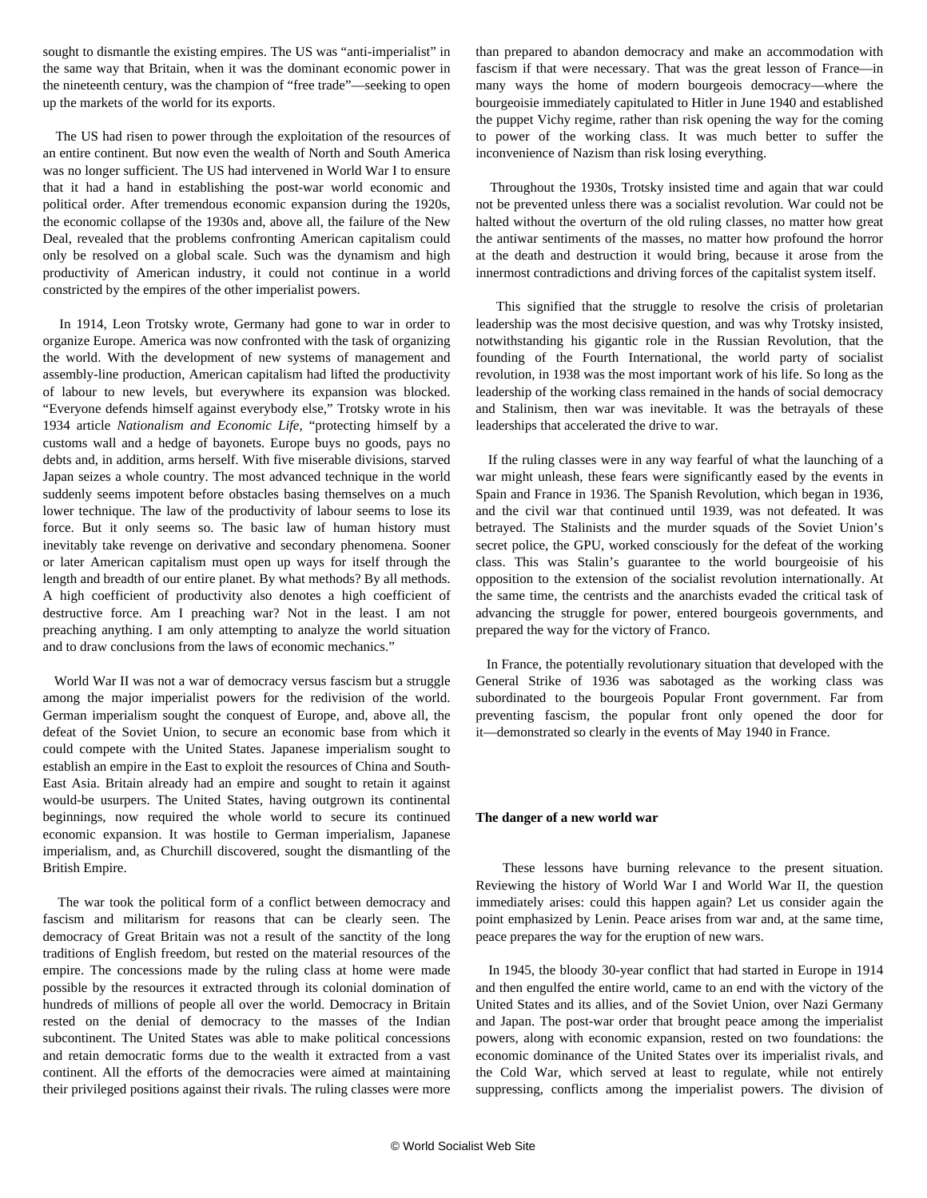sought to dismantle the existing empires. The US was "anti-imperialist" in the same way that Britain, when it was the dominant economic power in the nineteenth century, was the champion of "free trade"—seeking to open up the markets of the world for its exports.

The US had risen to power through the exploitation of the resources of an entire continent. But now even the wealth of North and South America was no longer sufficient. The US had intervened in World War I to ensure that it had a hand in establishing the post-war world economic and political order. After tremendous economic expansion during the 1920s, the economic collapse of the 1930s and, above all, the failure of the New Deal, revealed that the problems confronting American capitalism could only be resolved on a global scale. Such was the dynamism and high productivity of American industry, it could not continue in a world constricted by the empires of the other imperialist powers.

In 1914, Leon Trotsky wrote, Germany had gone to war in order to organize Europe. America was now confronted with the task of organizing the world. With the development of new systems of management and assembly-line production, American capitalism had lifted the productivity of labour to new levels, but everywhere its expansion was blocked. "Everyone defends himself against everybody else," Trotsky wrote in his 1934 article *Nationalism and Economic Life*, "protecting himself by a customs wall and a hedge of bayonets. Europe buys no goods, pays no debts and, in addition, arms herself. With five miserable divisions, starved Japan seizes a whole country. The most advanced technique in the world suddenly seems impotent before obstacles basing themselves on a much lower technique. The law of the productivity of labour seems to lose its force. But it only seems so. The basic law of human history must inevitably take revenge on derivative and secondary phenomena. Sooner or later American capitalism must open up ways for itself through the length and breadth of our entire planet. By what methods? By all methods. A high coefficient of productivity also denotes a high coefficient of destructive force. Am I preaching war? Not in the least. I am not preaching anything. I am only attempting to analyze the world situation and to draw conclusions from the laws of economic mechanics."

World War II was not a war of democracy versus fascism but a struggle among the major imperialist powers for the redivision of the world. German imperialism sought the conquest of Europe, and, above all, the defeat of the Soviet Union, to secure an economic base from which it could compete with the United States. Japanese imperialism sought to establish an empire in the East to exploit the resources of China and South-East Asia. Britain already had an empire and sought to retain it against would-be usurpers. The United States, having outgrown its continental beginnings, now required the whole world to secure its continued economic expansion. It was hostile to German imperialism, Japanese imperialism, and, as Churchill discovered, sought the dismantling of the British Empire.

The war took the political form of a conflict between democracy and fascism and militarism for reasons that can be clearly seen. The democracy of Great Britain was not a result of the sanctity of the long traditions of English freedom, but rested on the material resources of the empire. The concessions made by the ruling class at home were made possible by the resources it extracted through its colonial domination of hundreds of millions of people all over the world. Democracy in Britain rested on the denial of democracy to the masses of the Indian subcontinent. The United States was able to make political concessions and retain democratic forms due to the wealth it extracted from a vast continent. All the efforts of the democracies were aimed at maintaining their privileged positions against their rivals. The ruling classes were more than prepared to abandon democracy and make an accommodation with fascism if that were necessary. That was the great lesson of France—in many ways the home of modern bourgeois democracy—where the bourgeoisie immediately capitulated to Hitler in June 1940 and established the puppet Vichy regime, rather than risk opening the way for the coming to power of the working class. It was much better to suffer the inconvenience of Nazism than risk losing everything.

Throughout the 1930s, Trotsky insisted time and again that war could not be prevented unless there was a socialist revolution. War could not be halted without the overturn of the old ruling classes, no matter how great the antiwar sentiments of the masses, no matter how profound the horror at the death and destruction it would bring, because it arose from the innermost contradictions and driving forces of the capitalist system itself.

This signified that the struggle to resolve the crisis of proletarian leadership was the most decisive question, and was why Trotsky insisted, notwithstanding his gigantic role in the Russian Revolution, that the founding of the Fourth International, the world party of socialist revolution, in 1938 was the most important work of his life. So long as the leadership of the working class remained in the hands of social democracy and Stalinism, then war was inevitable. It was the betrayals of these leaderships that accelerated the drive to war.

If the ruling classes were in any way fearful of what the launching of a war might unleash, these fears were significantly eased by the events in Spain and France in 1936. The Spanish Revolution, which began in 1936, and the civil war that continued until 1939, was not defeated. It was betrayed. The Stalinists and the murder squads of the Soviet Union's secret police, the GPU, worked consciously for the defeat of the working class. This was Stalin's guarantee to the world bourgeoisie of his opposition to the extension of the socialist revolution internationally. At the same time, the centrists and the anarchists evaded the critical task of advancing the struggle for power, entered bourgeois governments, and prepared the way for the victory of Franco.

In France, the potentially revolutionary situation that developed with the General Strike of 1936 was sabotaged as the working class was subordinated to the bourgeois Popular Front government. Far from preventing fascism, the popular front only opened the door for it—demonstrated so clearly in the events of May 1940 in France.

**The danger of a new world war**

These lessons have burning relevance to the present situation. Reviewing the history of World War I and World War II, the question immediately arises: could this happen again? Let us consider again the point emphasized by Lenin. Peace arises from war and, at the same time, peace prepares the way for the eruption of new wars.

In 1945, the bloody 30-year conflict that had started in Europe in 1914 and then engulfed the entire world, came to an end with the victory of the United States and its allies, and of the Soviet Union, over Nazi Germany and Japan. The post-war order that brought peace among the imperialist powers, along with economic expansion, rested on two foundations: the economic dominance of the United States over its imperialist rivals, and the Cold War, which served at least to regulate, while not entirely suppressing, conflicts among the imperialist powers. The division of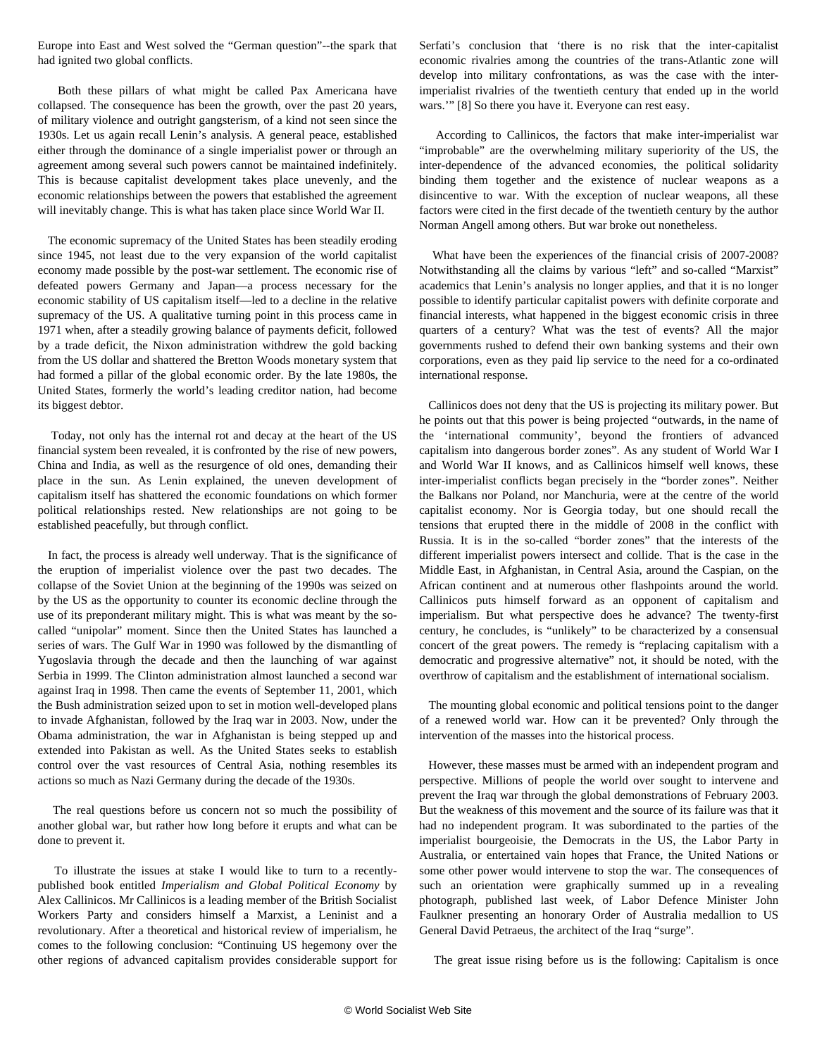Europe into East and West solved the "German question"--the spark that had ignited two global conflicts.

Both these pillars of what might be called Pax Americana have collapsed. The consequence has been the growth, over the past 20 years, of military violence and outright gangsterism, of a kind not seen since the 1930s. Let us again recall Lenin's analysis. A general peace, established either through the dominance of a single imperialist power or through an agreement among several such powers cannot be maintained indefinitely. This is because capitalist development takes place unevenly, and the economic relationships between the powers that established the agreement will inevitably change. This is what has taken place since World War II.

The economic supremacy of the United States has been steadily eroding since 1945, not least due to the very expansion of the world capitalist economy made possible by the post-war settlement. The economic rise of defeated powers Germany and Japan—a process necessary for the economic stability of US capitalism itself—led to a decline in the relative supremacy of the US. A qualitative turning point in this process came in 1971 when, after a steadily growing balance of payments deficit, followed by a trade deficit, the Nixon administration withdrew the gold backing from the US dollar and shattered the Bretton Woods monetary system that had formed a pillar of the global economic order. By the late 1980s, the United States, formerly the world's leading creditor nation, had become its biggest debtor.

Today, not only has the internal rot and decay at the heart of the US financial system been revealed, it is confronted by the rise of new powers, China and India, as well as the resurgence of old ones, demanding their place in the sun. As Lenin explained, the uneven development of capitalism itself has shattered the economic foundations on which former political relationships rested. New relationships are not going to be established peacefully, but through conflict.

In fact, the process is already well underway. That is the significance of the eruption of imperialist violence over the past two decades. The collapse of the Soviet Union at the beginning of the 1990s was seized on by the US as the opportunity to counter its economic decline through the use of its preponderant military might. This is what was meant by the so-called "unipolar" moment. Since then the United States has launched a series of wars. The Gulf War in 1990 was followed by the dismantling of Yugoslavia through the decade and then the launching of war against Serbia in 1999. The Clinton administration almost launched a second war against Iraq in 1998. Then came the events of September 11, 2001, which the Bush administration seized upon to set in motion well-developed plans to invade Afghanistan, followed by the Iraq war in 2003. Now, under the Obama administration, the war in Afghanistan is being stepped up and extended into Pakistan as well. As the United States seeks to establish control over the vast resources of Central Asia, nothing resembles its actions so much as Nazi Germany during the decade of the 1930s.

The real questions before us concern not so much the possibility of another global war, but rather how long before it erupts and what can be done to prevent it.

To illustrate the issues at stake I would like to turn to a recently-published book entitled *Imperialism and Global Political Economy* by Alex Callinicos. Mr Callinicos is a leading member of the British Socialist Workers Party and considers himself a Marxist, a Leninist and a revolutionary. After a theoretical and historical review of imperialism, he comes to the following conclusion: "Continuing US hegemony over the other regions of advanced capitalism provides considerable support for Serfati's conclusion that 'there is no risk that the inter-capitalist economic rivalries among the countries of the trans-Atlantic zone will develop into military confrontations, as was the case with the inter-imperialist rivalries of the twentieth century that ended up in the world wars.'" [8] So there you have it. Everyone can rest easy.

According to Callinicos, the factors that make inter-imperialist war "improbable" are the overwhelming military superiority of the US, the inter-dependence of the advanced economies, the political solidarity binding them together and the existence of nuclear weapons as a disincentive to war. With the exception of nuclear weapons, all these factors were cited in the first decade of the twentieth century by the author Norman Angell among others. But war broke out nonetheless.

What have been the experiences of the financial crisis of 2007-2008? Notwithstanding all the claims by various "left" and so-called "Marxist" academics that Lenin's analysis no longer applies, and that it is no longer possible to identify particular capitalist powers with definite corporate and financial interests, what happened in the biggest economic crisis in three quarters of a century? What was the test of events? All the major governments rushed to defend their own banking systems and their own corporations, even as they paid lip service to the need for a co-ordinated international response.

Callinicos does not deny that the US is projecting its military power. But he points out that this power is being projected "outwards, in the name of the 'international community', beyond the frontiers of advanced capitalism into dangerous border zones". As any student of World War I and World War II knows, and as Callinicos himself well knows, these inter-imperialist conflicts began precisely in the "border zones". Neither the Balkans nor Poland, nor Manchuria, were at the centre of the world capitalist economy. Nor is Georgia today, but one should recall the tensions that erupted there in the middle of 2008 in the conflict with Russia. It is in the so-called "border zones" that the interests of the different imperialist powers intersect and collide. That is the case in the Middle East, in Afghanistan, in Central Asia, around the Caspian, on the African continent and at numerous other flashpoints around the world. Callinicos puts himself forward as an opponent of capitalism and imperialism. But what perspective does he advance? The twenty-first century, he concludes, is "unlikely" to be characterized by a consensual concert of the great powers. The remedy is "replacing capitalism with a democratic and progressive alternative" not, it should be noted, with the overthrow of capitalism and the establishment of international socialism.

The mounting global economic and political tensions point to the danger of a renewed world war. How can it be prevented? Only through the intervention of the masses into the historical process.

However, these masses must be armed with an independent program and perspective. Millions of people the world over sought to intervene and prevent the Iraq war through the global demonstrations of February 2003. But the weakness of this movement and the source of its failure was that it had no independent program. It was subordinated to the parties of the imperialist bourgeoisie, the Democrats in the US, the Labor Party in Australia, or entertained vain hopes that France, the United Nations or some other power would intervene to stop the war. The consequences of such an orientation were graphically summed up in a revealing photograph, published last week, of Labor Defence Minister John Faulkner presenting an honorary Order of Australia medallion to US General David Petraeus, the architect of the Iraq "surge".

The great issue rising before us is the following: Capitalism is once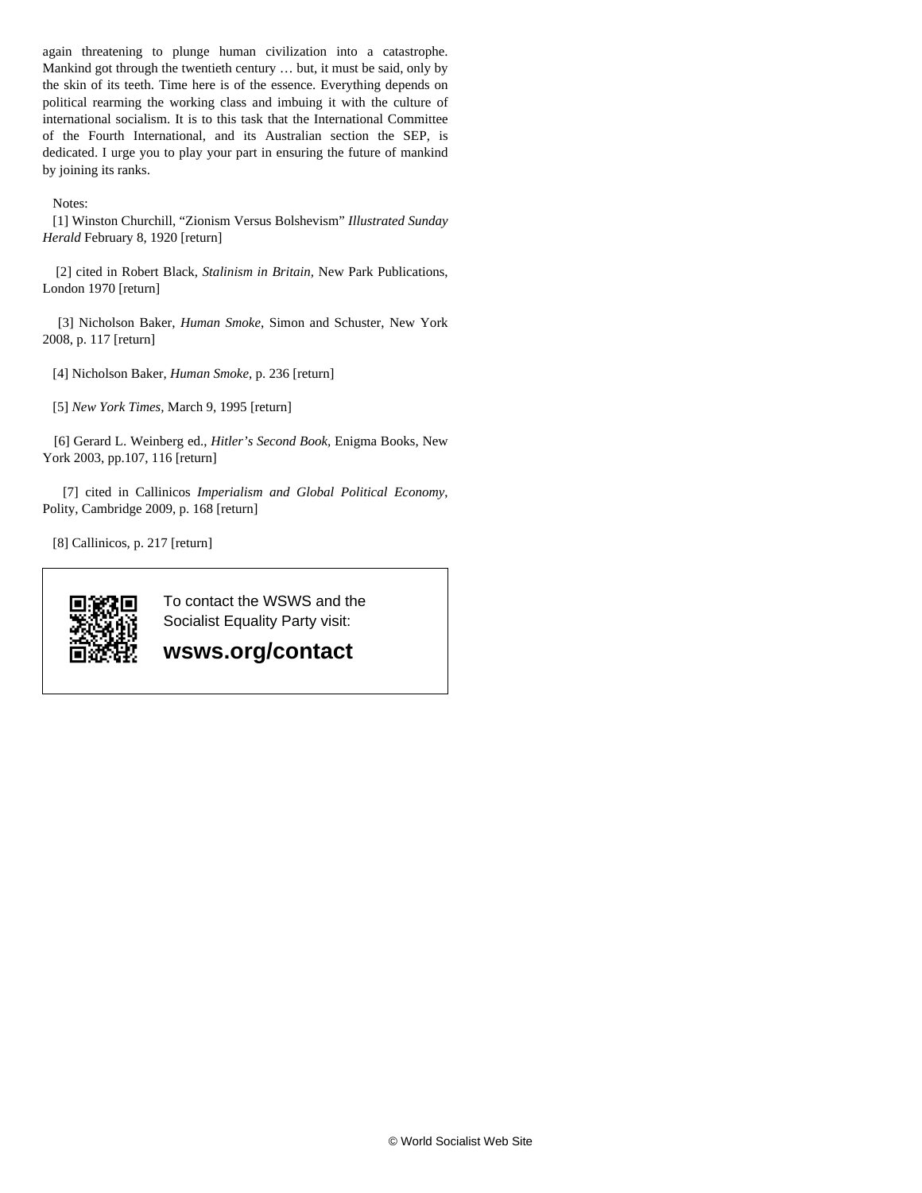again threatening to plunge human civilization into a catastrophe. Mankind got through the twentieth century … but, it must be said, only by the skin of its teeth. Time here is of the essence. Everything depends on political rearming the working class and imbuing it with the culture of international socialism. It is to this task that the International Committee of the Fourth International, and its Australian section the SEP, is dedicated. I urge you to play your part in ensuring the future of mankind by joining its ranks.

Notes:

[1] Winston Churchill, "Zionism Versus Bolshevism" *Illustrated Sunday Herald* February 8, 1920 [return]

[2] cited in Robert Black, *Stalinism in Britain*, New Park Publications, London 1970 [return]

[3] Nicholson Baker, *Human Smoke*, Simon and Schuster, New York 2008, p. 117 [return]

[4] Nicholson Baker, *Human Smoke*, p. 236 [return]

[5] *New York Times*, March 9, 1995 [return]

[6] Gerard L. Weinberg ed., *Hitler's Second Book*, Enigma Books, New York 2003, pp.107, 116 [return]

[7] cited in Callinicos *Imperialism and Global Political Economy*, Polity, Cambridge 2009, p. 168 [return]

[8] Callinicos, p. 217 [return]

To contact the WSWS and the Socialist Equality Party visit:

**wsws.org/contact**